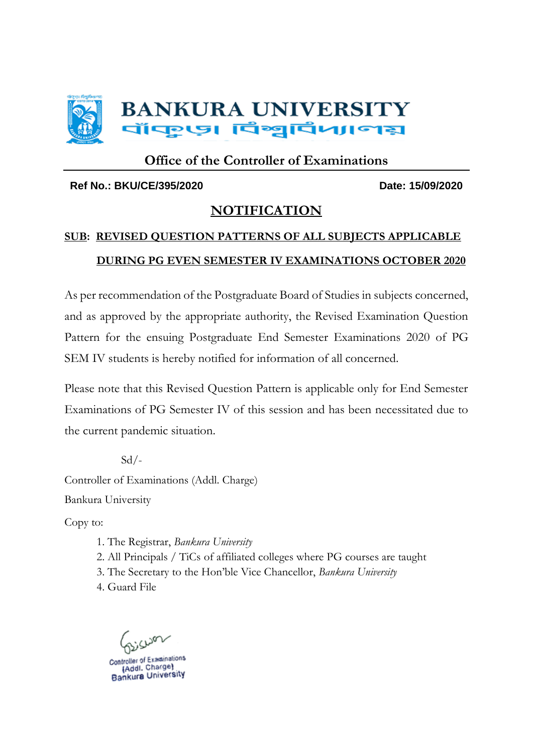# BANKURA UNIVERSITY

বাঁকুড়া বিশ্ববিদ্যালয়

## Office of the Controller of Examinations

**Ref No.: BKU/CE/395/2020** **Date: 15/09/2020**

## NOTIFICATION

**SUB: REVISED QUESTION PATTERNS OF ALL SUBJECTS APPLICABLE DURING PG EVEN SEMESTER IV EXAMINATIONS OCTOBER 2020**

As per recommendation of the Postgraduate Board of Studies in subjects concerned, and as approved by the appropriate authority, the Revised Examination Question Pattern for the ensuing Postgraduate End Semester Examinations 2020 of PG SEM IV students is hereby notified for information of all concerned.

Please note that this Revised Question Pattern is applicable only for End Semester Examinations of PG Semester IV of this session and has been necessitated due to the current pandemic situation.

Sd/-

Controller of Examinations (Addl. Charge)

Bankura University

Copy to:

1. The Registrar, *Bankura University*
2. All Principals / TiCs of affiliated colleges where PG courses are taught
3. The Secretary to the Hon'ble Vice Chancellor, *Bankura University*
4. Guard File

Controller of Examinations
(Addl. Charge)
Bankura University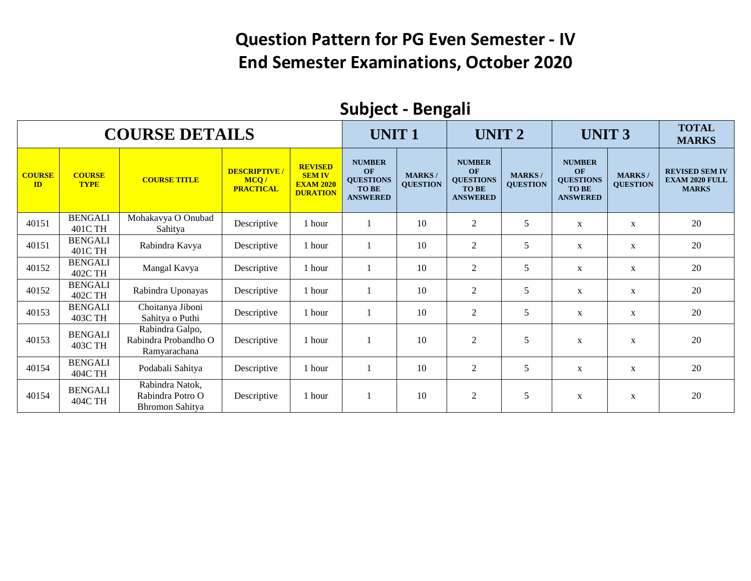# Question Pattern for PG Even Semester - IV
# End Semester Examinations, October 2020

## Subject - Bengali

| COURSE DETAILS | | | | | UNIT 1 | | UNIT 2 | | UNIT 3 | | TOTAL MARKS |
|---|---|---|---|---|---|---|---|---|---|---|---|
| **COURSE ID** | **COURSE TYPE** | **COURSE TITLE** | **DESCRIPTIVE / MCQ / PRACTICAL** | **REVISED SEM IV EXAM 2020 DURATION** | **NUMBER OF QUESTIONS TO BE ANSWERED** | **MARKS / QUESTION** | **NUMBER OF QUESTIONS TO BE ANSWERED** | **MARKS / QUESTION** | **NUMBER OF QUESTIONS TO BE ANSWERED** | **MARKS / QUESTION** | **REVISED SEM IV EXAM 2020 FULL MARKS** |
| 40151 | BENGALI 401C TH | Mohakavya O Onubad Sahitya | Descriptive | 1 hour | 1 | 10 | 2 | 5 | x | x | 20 |
| 40151 | BENGALI 401C TH | Rabindra Kavya | Descriptive | 1 hour | 1 | 10 | 2 | 5 | x | x | 20 |
| 40152 | BENGALI 402C TH | Mangal Kavya | Descriptive | 1 hour | 1 | 10 | 2 | 5 | x | x | 20 |
| 40152 | BENGALI 402C TH | Rabindra Uponayas | Descriptive | 1 hour | 1 | 10 | 2 | 5 | x | x | 20 |
| 40153 | BENGALI 403C TH | Choitanya Jiboni Sahitya o Puthi | Descriptive | 1 hour | 1 | 10 | 2 | 5 | x | x | 20 |
| 40153 | BENGALI 403C TH | Rabindra Galpo, Rabindra Probandho O Ramyarachana | Descriptive | 1 hour | 1 | 10 | 2 | 5 | x | x | 20 |
| 40154 | BENGALI 404C TH | Podabali Sahitya | Descriptive | 1 hour | 1 | 10 | 2 | 5 | x | x | 20 |
| 40154 | BENGALI 404C TH | Rabindra Natok, Rabindra Potro O Bhromon Sahitya | Descriptive | 1 hour | 1 | 10 | 2 | 5 | x | x | 20 |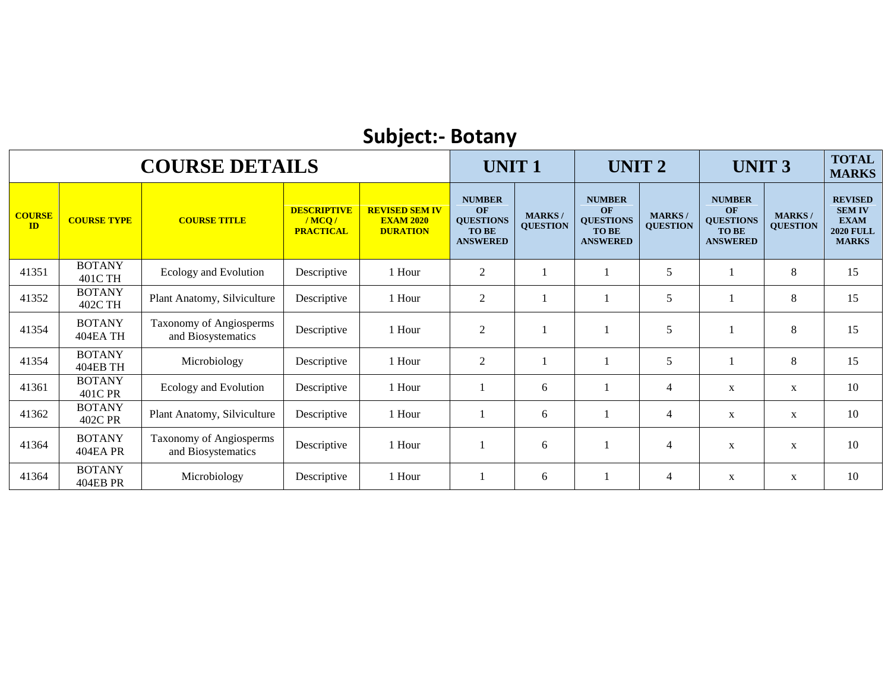# Subject:- Botany

| COURSE DETAILS | | | | | UNIT 1 | | UNIT 2 | | UNIT 3 | | TOTAL MARKS |
|---|---|---|---|---|---|---|---|---|---|---|---|
| **COURSE ID** | **COURSE TYPE** | **COURSE TITLE** | **DESCRIPTIVE / MCQ / PRACTICAL** | **REVISED SEM IV EXAM 2020 DURATION** | **NUMBER OF QUESTIONS TO BE ANSWERED** | **MARKS / QUESTION** | **NUMBER OF QUESTIONS TO BE ANSWERED** | **MARKS / QUESTION** | **NUMBER OF QUESTIONS TO BE ANSWERED** | **MARKS / QUESTION** | **REVISED SEM IV EXAM 2020 FULL MARKS** |
| 41351 | BOTANY 401C TH | Ecology and Evolution | Descriptive | 1 Hour | 2 | 1 | 1 | 5 | 1 | 8 | 15 |
| 41352 | BOTANY 402C TH | Plant Anatomy, Silviculture | Descriptive | 1 Hour | 2 | 1 | 1 | 5 | 1 | 8 | 15 |
| 41354 | BOTANY 404EA TH | Taxonomy of Angiosperms and Biosystematics | Descriptive | 1 Hour | 2 | 1 | 1 | 5 | 1 | 8 | 15 |
| 41354 | BOTANY 404EB TH | Microbiology | Descriptive | 1 Hour | 2 | 1 | 1 | 5 | 1 | 8 | 15 |
| 41361 | BOTANY 401C PR | Ecology and Evolution | Descriptive | 1 Hour | 1 | 6 | 1 | 4 | x | x | 10 |
| 41362 | BOTANY 402C PR | Plant Anatomy, Silviculture | Descriptive | 1 Hour | 1 | 6 | 1 | 4 | x | x | 10 |
| 41364 | BOTANY 404EA PR | Taxonomy of Angiosperms and Biosystematics | Descriptive | 1 Hour | 1 | 6 | 1 | 4 | x | x | 10 |
| 41364 | BOTANY 404EB PR | Microbiology | Descriptive | 1 Hour | 1 | 6 | 1 | 4 | x | x | 10 |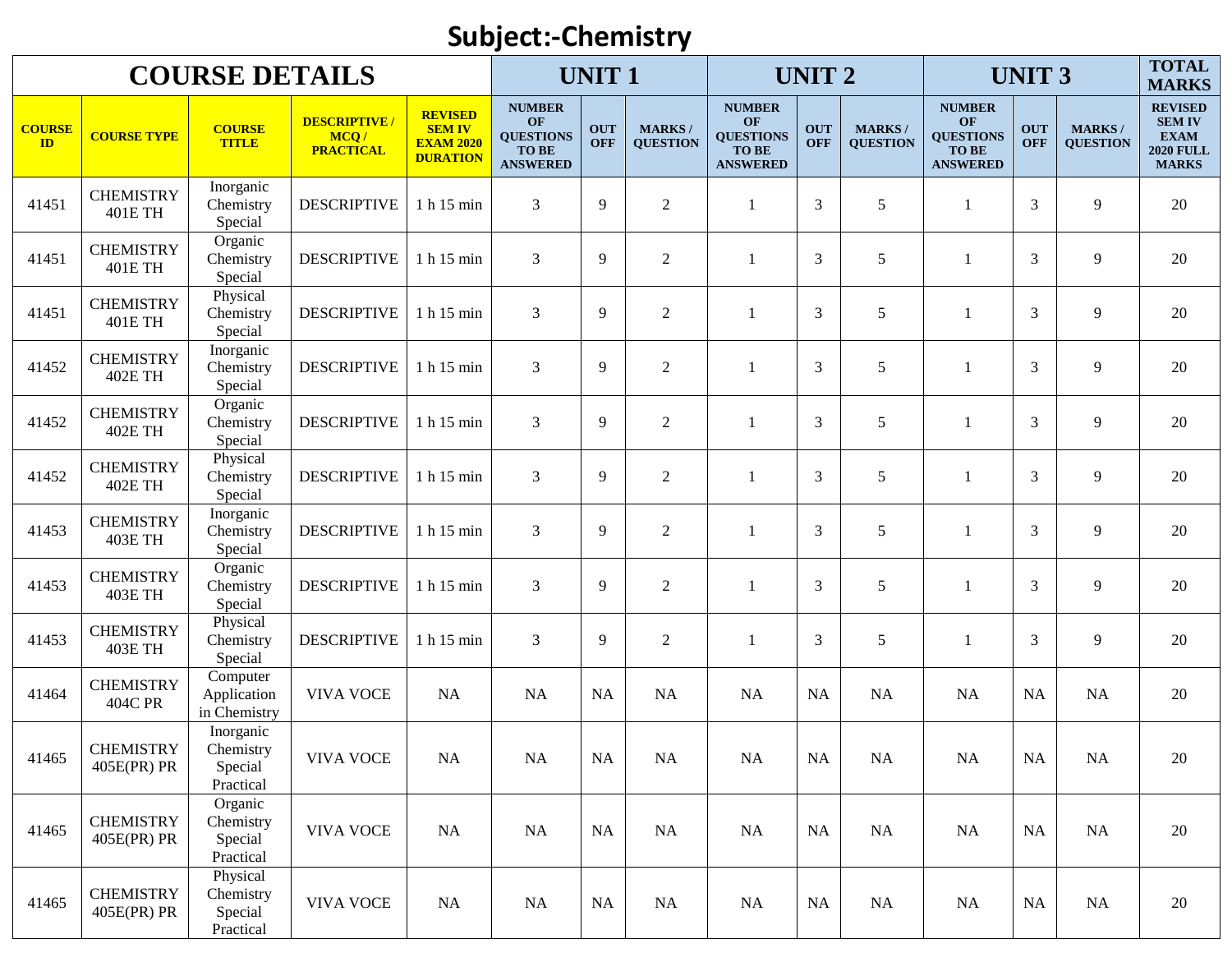# Subject:-Chemistry

| COURSE DETAILS | | | | | UNIT 1 | | | UNIT 2 | | | UNIT 3 | | | TOTAL MARKS |
|---|---|---|---|---|---|---|---|---|---|---|---|---|---|---|
| COURSE ID | COURSE TYPE | COURSE TITLE | DESCRIPTIVE / MCQ / PRACTICAL | REVISED SEM IV EXAM 2020 DURATION | NUMBER OF QUESTIONS TO BE ANSWERED | OUT OFF | MARKS / QUESTION | NUMBER OF QUESTIONS TO BE ANSWERED | OUT OFF | MARKS / QUESTION | NUMBER OF QUESTIONS TO BE ANSWERED | OUT OFF | MARKS / QUESTION | REVISED SEM IV EXAM 2020 FULL MARKS |
| 41451 | CHEMISTRY 401E TH | Inorganic Chemistry Special | DESCRIPTIVE | 1 h 15 min | 3 | 9 | 2 | 1 | 3 | 5 | 1 | 3 | 9 | 20 |
| 41451 | CHEMISTRY 401E TH | Organic Chemistry Special | DESCRIPTIVE | 1 h 15 min | 3 | 9 | 2 | 1 | 3 | 5 | 1 | 3 | 9 | 20 |
| 41451 | CHEMISTRY 401E TH | Physical Chemistry Special | DESCRIPTIVE | 1 h 15 min | 3 | 9 | 2 | 1 | 3 | 5 | 1 | 3 | 9 | 20 |
| 41452 | CHEMISTRY 402E TH | Inorganic Chemistry Special | DESCRIPTIVE | 1 h 15 min | 3 | 9 | 2 | 1 | 3 | 5 | 1 | 3 | 9 | 20 |
| 41452 | CHEMISTRY 402E TH | Organic Chemistry Special | DESCRIPTIVE | 1 h 15 min | 3 | 9 | 2 | 1 | 3 | 5 | 1 | 3 | 9 | 20 |
| 41452 | CHEMISTRY 402E TH | Physical Chemistry Special | DESCRIPTIVE | 1 h 15 min | 3 | 9 | 2 | 1 | 3 | 5 | 1 | 3 | 9 | 20 |
| 41453 | CHEMISTRY 403E TH | Inorganic Chemistry Special | DESCRIPTIVE | 1 h 15 min | 3 | 9 | 2 | 1 | 3 | 5 | 1 | 3 | 9 | 20 |
| 41453 | CHEMISTRY 403E TH | Organic Chemistry Special | DESCRIPTIVE | 1 h 15 min | 3 | 9 | 2 | 1 | 3 | 5 | 1 | 3 | 9 | 20 |
| 41453 | CHEMISTRY 403E TH | Physical Chemistry Special | DESCRIPTIVE | 1 h 15 min | 3 | 9 | 2 | 1 | 3 | 5 | 1 | 3 | 9 | 20 |
| 41464 | CHEMISTRY 404C PR | Computer Application in Chemistry | VIVA VOCE | NA | NA | NA | NA | NA | NA | NA | NA | NA | NA | 20 |
| 41465 | CHEMISTRY 405E(PR) PR | Inorganic Chemistry Special Practical | VIVA VOCE | NA | NA | NA | NA | NA | NA | NA | NA | NA | NA | 20 |
| 41465 | CHEMISTRY 405E(PR) PR | Organic Chemistry Special Practical | VIVA VOCE | NA | NA | NA | NA | NA | NA | NA | NA | NA | NA | 20 |
| 41465 | CHEMISTRY 405E(PR) PR | Physical Chemistry Special Practical | VIVA VOCE | NA | NA | NA | NA | NA | NA | NA | NA | NA | NA | 20 |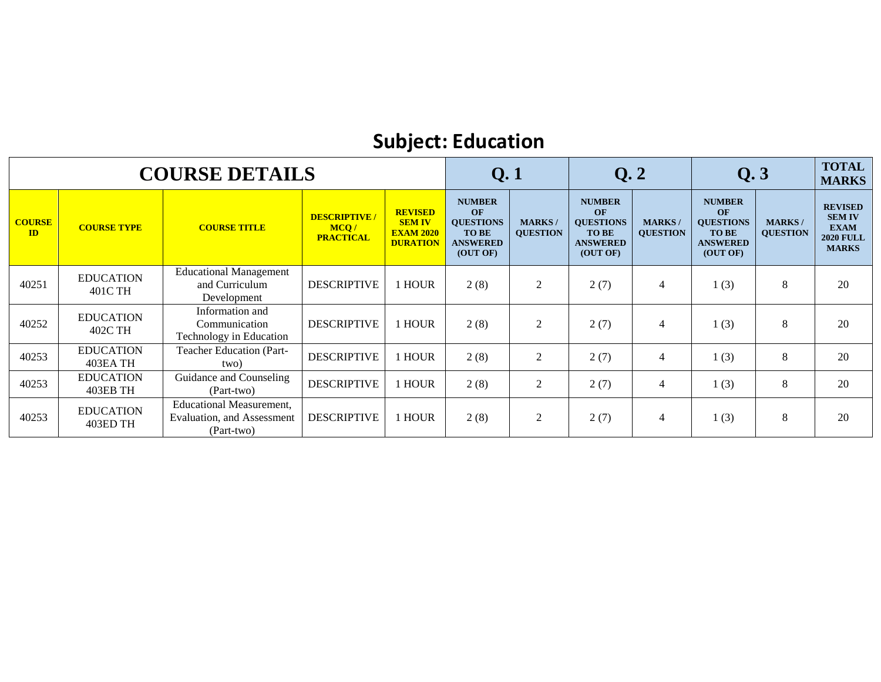## Subject: Education

| COURSE DETAILS | | | | | Q. 1 | | Q. 2 | | Q. 3 | | TOTAL MARKS |
|---|---|---|---|---|---|---|---|---|---|---|---|
| COURSE ID | COURSE TYPE | COURSE TITLE | DESCRIPTIVE / MCQ / PRACTICAL | REVISED SEM IV EXAM 2020 DURATION | NUMBER OF QUESTIONS TO BE ANSWERED (OUT OF) | MARKS / QUESTION | NUMBER OF QUESTIONS TO BE ANSWERED (OUT OF) | MARKS / QUESTION | NUMBER OF QUESTIONS TO BE ANSWERED (OUT OF) | MARKS / QUESTION | REVISED SEM IV EXAM 2020 FULL MARKS |
| 40251 | EDUCATION 401C TH | Educational Management and Curriculum Development | DESCRIPTIVE | 1 HOUR | 2 (8) | 2 | 2 (7) | 4 | 1 (3) | 8 | 20 |
| 40252 | EDUCATION 402C TH | Information and Communication Technology in Education | DESCRIPTIVE | 1 HOUR | 2 (8) | 2 | 2 (7) | 4 | 1 (3) | 8 | 20 |
| 40253 | EDUCATION 403EA TH | Teacher Education (Part-two) | DESCRIPTIVE | 1 HOUR | 2 (8) | 2 | 2 (7) | 4 | 1 (3) | 8 | 20 |
| 40253 | EDUCATION 403EB TH | Guidance and Counseling (Part-two) | DESCRIPTIVE | 1 HOUR | 2 (8) | 2 | 2 (7) | 4 | 1 (3) | 8 | 20 |
| 40253 | EDUCATION 403ED TH | Educational Measurement, Evaluation, and Assessment (Part-two) | DESCRIPTIVE | 1 HOUR | 2 (8) | 2 | 2 (7) | 4 | 1 (3) | 8 | 20 |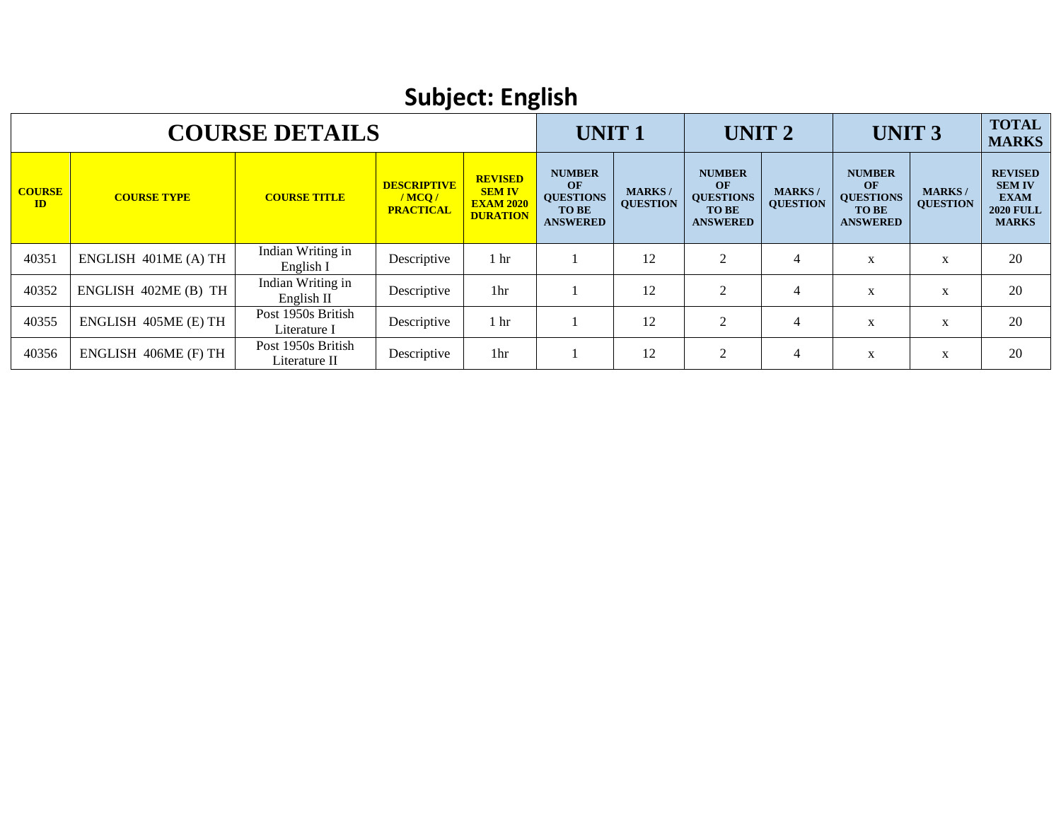# Subject: English

| COURSE DETAILS | | | | | UNIT 1 | | UNIT 2 | | UNIT 3 | | TOTAL MARKS |
|---|---|---|---|---|---|---|---|---|---|---|---|
| **COURSE ID** | **COURSE TYPE** | **COURSE TITLE** | **DESCRIPTIVE / MCQ / PRACTICAL** | **REVISED SEM IV EXAM 2020 DURATION** | **NUMBER OF QUESTIONS TO BE ANSWERED** | **MARKS / QUESTION** | **NUMBER OF QUESTIONS TO BE ANSWERED** | **MARKS / QUESTION** | **NUMBER OF QUESTIONS TO BE ANSWERED** | **MARKS / QUESTION** | **REVISED SEM IV EXAM 2020 FULL MARKS** |
| 40351 | ENGLISH 401ME (A) TH | Indian Writing in English I | Descriptive | 1 hr | 1 | 12 | 2 | 4 | x | x | 20 |
| 40352 | ENGLISH 402ME (B) TH | Indian Writing in English II | Descriptive | 1hr | 1 | 12 | 2 | 4 | x | x | 20 |
| 40355 | ENGLISH 405ME (E) TH | Post 1950s British Literature I | Descriptive | 1 hr | 1 | 12 | 2 | 4 | x | x | 20 |
| 40356 | ENGLISH 406ME (F) TH | Post 1950s British Literature II | Descriptive | 1hr | 1 | 12 | 2 | 4 | x | x | 20 |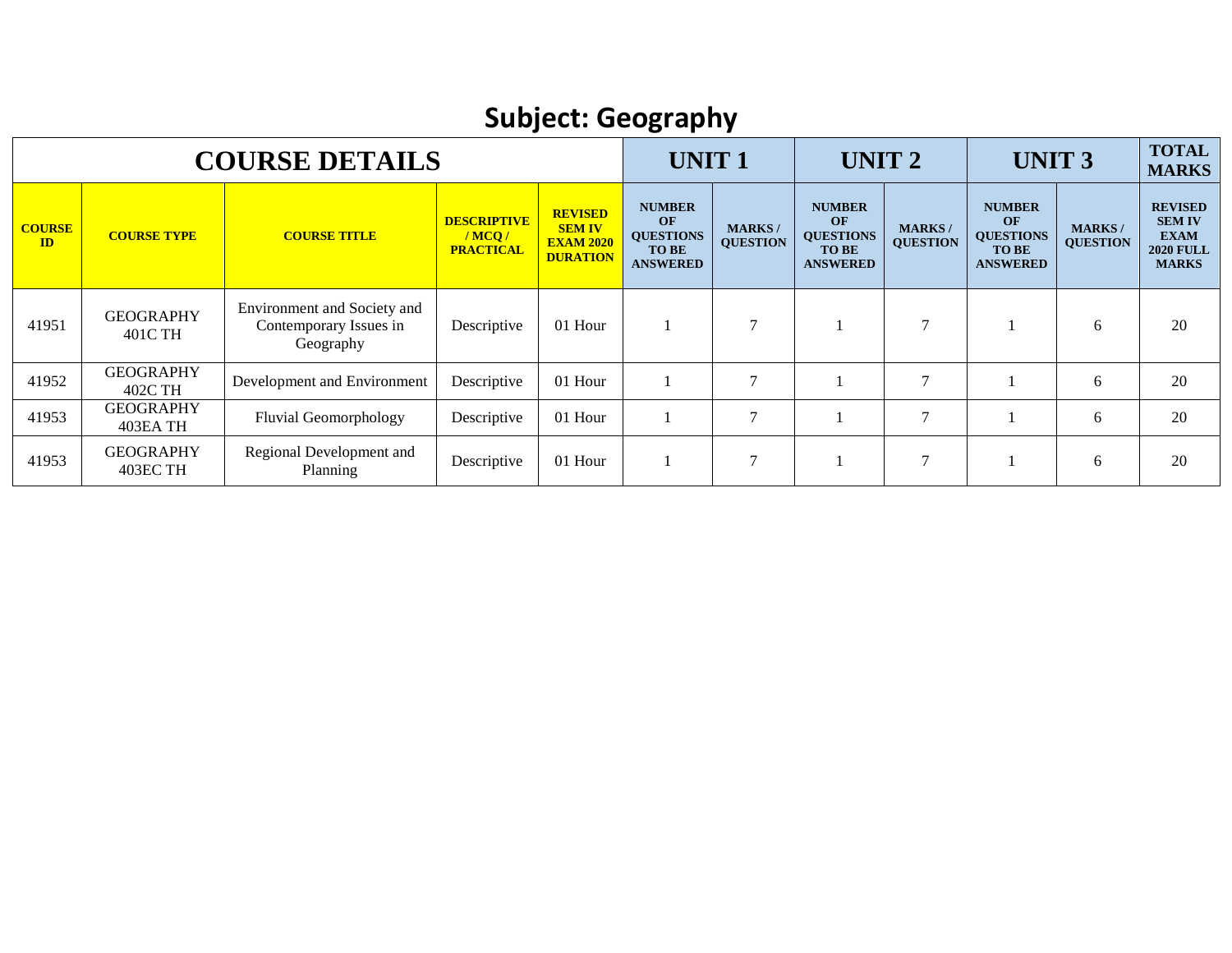## Subject: Geography

| COURSE DETAILS | | | | | UNIT 1 | | UNIT 2 | | UNIT 3 | | TOTAL MARKS |
|---|---|---|---|---|---|---|---|---|---|---|---|
| COURSE ID | COURSE TYPE | COURSE TITLE | DESCRIPTIVE / MCQ / PRACTICAL | REVISED SEM IV EXAM 2020 DURATION | NUMBER OF QUESTIONS TO BE ANSWERED | MARKS / QUESTION | NUMBER OF QUESTIONS TO BE ANSWERED | MARKS / QUESTION | NUMBER OF QUESTIONS TO BE ANSWERED | MARKS / QUESTION | REVISED SEM IV EXAM 2020 FULL MARKS |
| 41951 | GEOGRAPHY 401C TH | Environment and Society and Contemporary Issues in Geography | Descriptive | 01 Hour | 1 | 7 | 1 | 7 | 1 | 6 | 20 |
| 41952 | GEOGRAPHY 402C TH | Development and Environment | Descriptive | 01 Hour | 1 | 7 | 1 | 7 | 1 | 6 | 20 |
| 41953 | GEOGRAPHY 403EA TH | Fluvial Geomorphology | Descriptive | 01 Hour | 1 | 7 | 1 | 7 | 1 | 6 | 20 |
| 41953 | GEOGRAPHY 403EC TH | Regional Development and Planning | Descriptive | 01 Hour | 1 | 7 | 1 | 7 | 1 | 6 | 20 |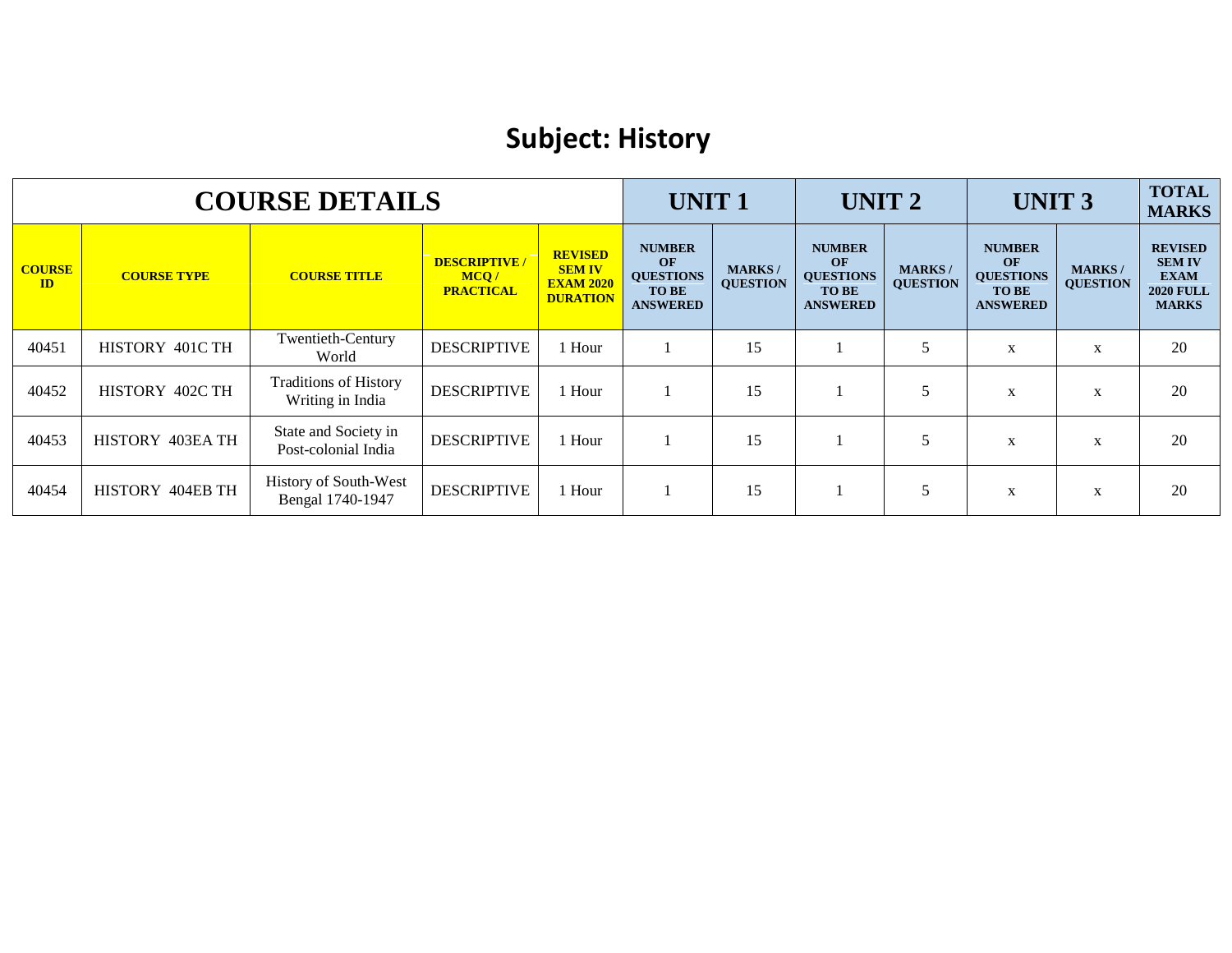## Subject: History

| COURSE DETAILS | | | | | UNIT 1 | | UNIT 2 | | UNIT 3 | | TOTAL MARKS |
|---|---|---|---|---|---|---|---|---|---|---|---|
| COURSE ID | COURSE TYPE | COURSE TITLE | DESCRIPTIVE / MCQ / PRACTICAL | REVISED SEM IV EXAM 2020 DURATION | NUMBER OF QUESTIONS TO BE ANSWERED | MARKS / QUESTION | NUMBER OF QUESTIONS TO BE ANSWERED | MARKS / QUESTION | NUMBER OF QUESTIONS TO BE ANSWERED | MARKS / QUESTION | REVISED SEM IV EXAM 2020 FULL MARKS |
| 40451 | HISTORY 401C TH | Twentieth-Century World | DESCRIPTIVE | 1 Hour | 1 | 15 | 1 | 5 | x | x | 20 |
| 40452 | HISTORY 402C TH | Traditions of History Writing in India | DESCRIPTIVE | 1 Hour | 1 | 15 | 1 | 5 | x | x | 20 |
| 40453 | HISTORY 403EA TH | State and Society in Post-colonial India | DESCRIPTIVE | 1 Hour | 1 | 15 | 1 | 5 | x | x | 20 |
| 40454 | HISTORY 404EB TH | History of South-West Bengal 1740-1947 | DESCRIPTIVE | 1 Hour | 1 | 15 | 1 | 5 | x | x | 20 |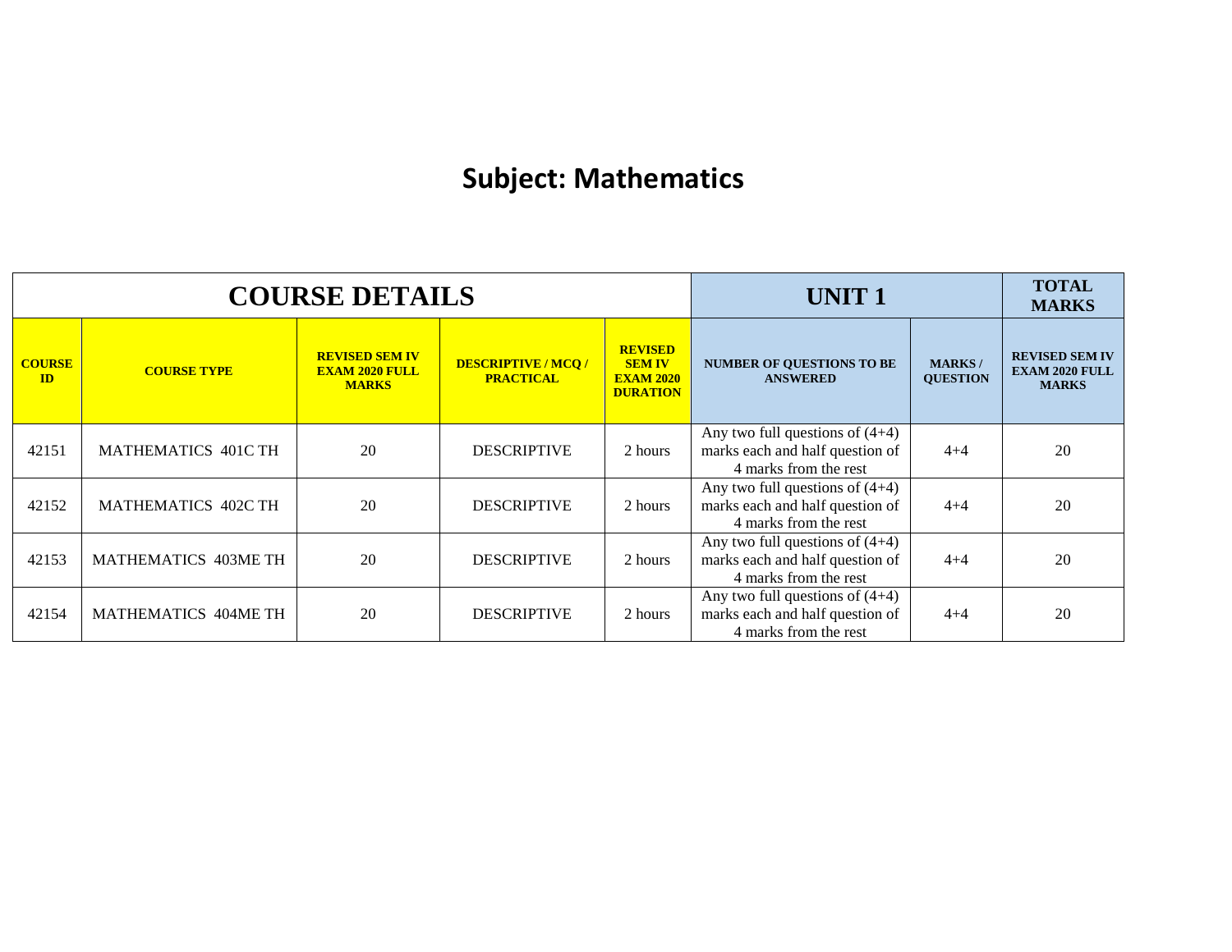# Subject: Mathematics

| COURSE DETAILS | | | | | UNIT 1 | | TOTAL MARKS |
|---|---|---|---|---|---|---|---|
| **COURSE ID** | **COURSE TYPE** | **REVISED SEM IV EXAM 2020 FULL MARKS** | **DESCRIPTIVE / MCQ / PRACTICAL** | **REVISED SEM IV EXAM 2020 DURATION** | **NUMBER OF QUESTIONS TO BE ANSWERED** | **MARKS / QUESTION** | **REVISED SEM IV EXAM 2020 FULL MARKS** |
| 42151 | MATHEMATICS 401C TH | 20 | DESCRIPTIVE | 2 hours | Any two full questions of (4+4) marks each and half question of 4 marks from the rest | 4+4 | 20 |
| 42152 | MATHEMATICS 402C TH | 20 | DESCRIPTIVE | 2 hours | Any two full questions of (4+4) marks each and half question of 4 marks from the rest | 4+4 | 20 |
| 42153 | MATHEMATICS 403ME TH | 20 | DESCRIPTIVE | 2 hours | Any two full questions of (4+4) marks each and half question of 4 marks from the rest | 4+4 | 20 |
| 42154 | MATHEMATICS 404ME TH | 20 | DESCRIPTIVE | 2 hours | Any two full questions of (4+4) marks each and half question of 4 marks from the rest | 4+4 | 20 |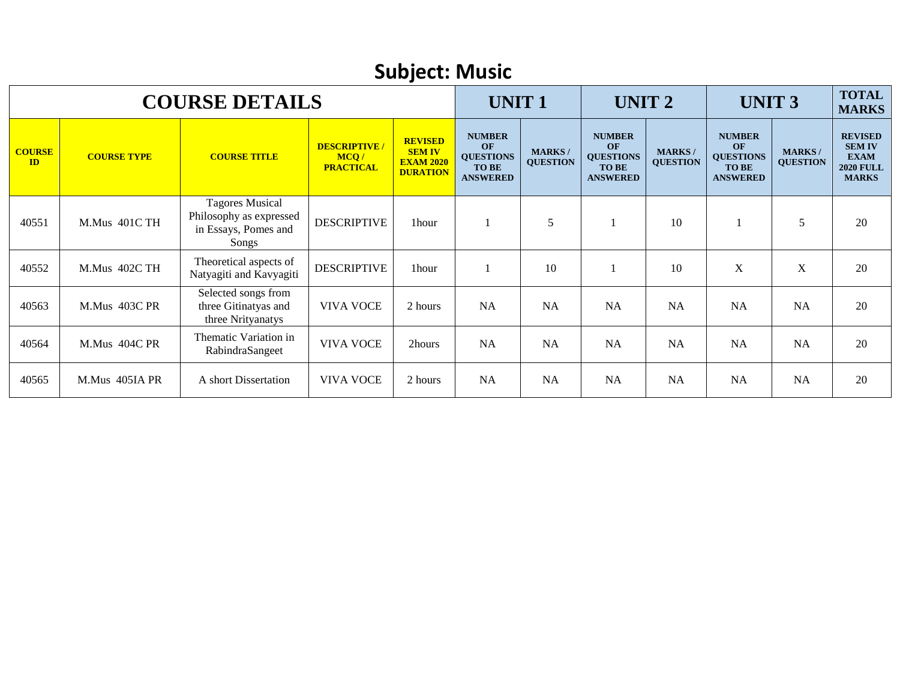## Subject: Music

| COURSE DETAILS | | | | | UNIT 1 | | UNIT 2 | | UNIT 3 | | TOTAL MARKS |
|---|---|---|---|---|---|---|---|---|---|---|---|
| **COURSE ID** | **COURSE TYPE** | **COURSE TITLE** | **DESCRIPTIVE / MCQ / PRACTICAL** | **REVISED SEM IV EXAM 2020 DURATION** | **NUMBER OF QUESTIONS TO BE ANSWERED** | **MARKS / QUESTION** | **NUMBER OF QUESTIONS TO BE ANSWERED** | **MARKS / QUESTION** | **NUMBER OF QUESTIONS TO BE ANSWERED** | **MARKS / QUESTION** | **REVISED SEM IV EXAM 2020 FULL MARKS** |
| 40551 | M.Mus 401C TH | Tagores Musical Philosophy as expressed in Essays, Pomes and Songs | DESCRIPTIVE | 1hour | 1 | 5 | 1 | 10 | 1 | 5 | 20 |
| 40552 | M.Mus 402C TH | Theoretical aspects of Natyagiti and Kavyagiti | DESCRIPTIVE | 1hour | 1 | 10 | 1 | 10 | X | X | 20 |
| 40563 | M.Mus 403C PR | Selected songs from three Gitinatyas and three Nrityanatys | VIVA VOCE | 2 hours | NA | NA | NA | NA | NA | NA | 20 |
| 40564 | M.Mus 404C PR | Thematic Variation in RabindraSangeet | VIVA VOCE | 2hours | NA | NA | NA | NA | NA | NA | 20 |
| 40565 | M.Mus 405IA PR | A short Dissertation | VIVA VOCE | 2 hours | NA | NA | NA | NA | NA | NA | 20 |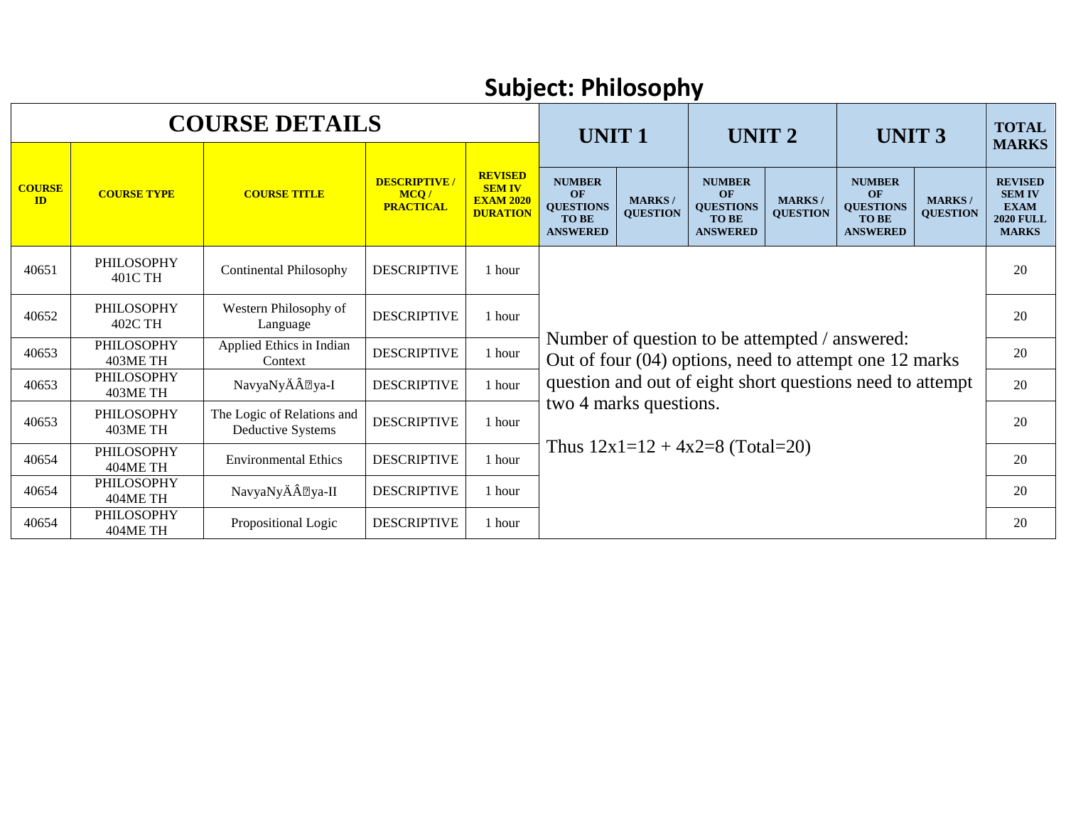# Subject: Philosophy

| COURSE DETAILS | | | | | UNIT 1 | | UNIT 2 | | UNIT 3 | | TOTAL MARKS |
|---|---|---|---|---|---|---|---|---|---|---|---|
| COURSE ID | COURSE TYPE | COURSE TITLE | DESCRIPTIVE / MCQ / PRACTICAL | REVISED SEM IV EXAM 2020 DURATION | NUMBER OF QUESTIONS TO BE ANSWERED | MARKS / QUESTION | NUMBER OF QUESTIONS TO BE ANSWERED | MARKS / QUESTION | NUMBER OF QUESTIONS TO BE ANSWERED | MARKS / QUESTION | REVISED SEM IV EXAM 2020 FULL MARKS |
| 40651 | PHILOSOPHY 401C TH | Continental Philosophy | DESCRIPTIVE | 1 hour | Number of question to be attempted / answered: Out of four (04) options, need to attempt one 12 marks question and out of eight short questions need to attempt two 4 marks questions. Thus 12x1=12 + 4x2=8 (Total=20) | | | | | | 20 |
| 40652 | PHILOSOPHY 402C TH | Western Philosophy of Language | DESCRIPTIVE | 1 hour | | | | | | | 20 |
| 40653 | PHILOSOPHY 403ME TH | Applied Ethics in Indian Context | DESCRIPTIVE | 1 hour | | | | | | | 20 |
| 40653 | PHILOSOPHY 403ME TH | NavyaNyÄÂya-I | DESCRIPTIVE | 1 hour | | | | | | | 20 |
| 40653 | PHILOSOPHY 403ME TH | The Logic of Relations and Deductive Systems | DESCRIPTIVE | 1 hour | | | | | | | 20 |
| 40654 | PHILOSOPHY 404ME TH | Environmental Ethics | DESCRIPTIVE | 1 hour | | | | | | | 20 |
| 40654 | PHILOSOPHY 404ME TH | NavyaNyÄÂya-II | DESCRIPTIVE | 1 hour | | | | | | | 20 |
| 40654 | PHILOSOPHY 404ME TH | Propositional Logic | DESCRIPTIVE | 1 hour | | | | | | | 20 |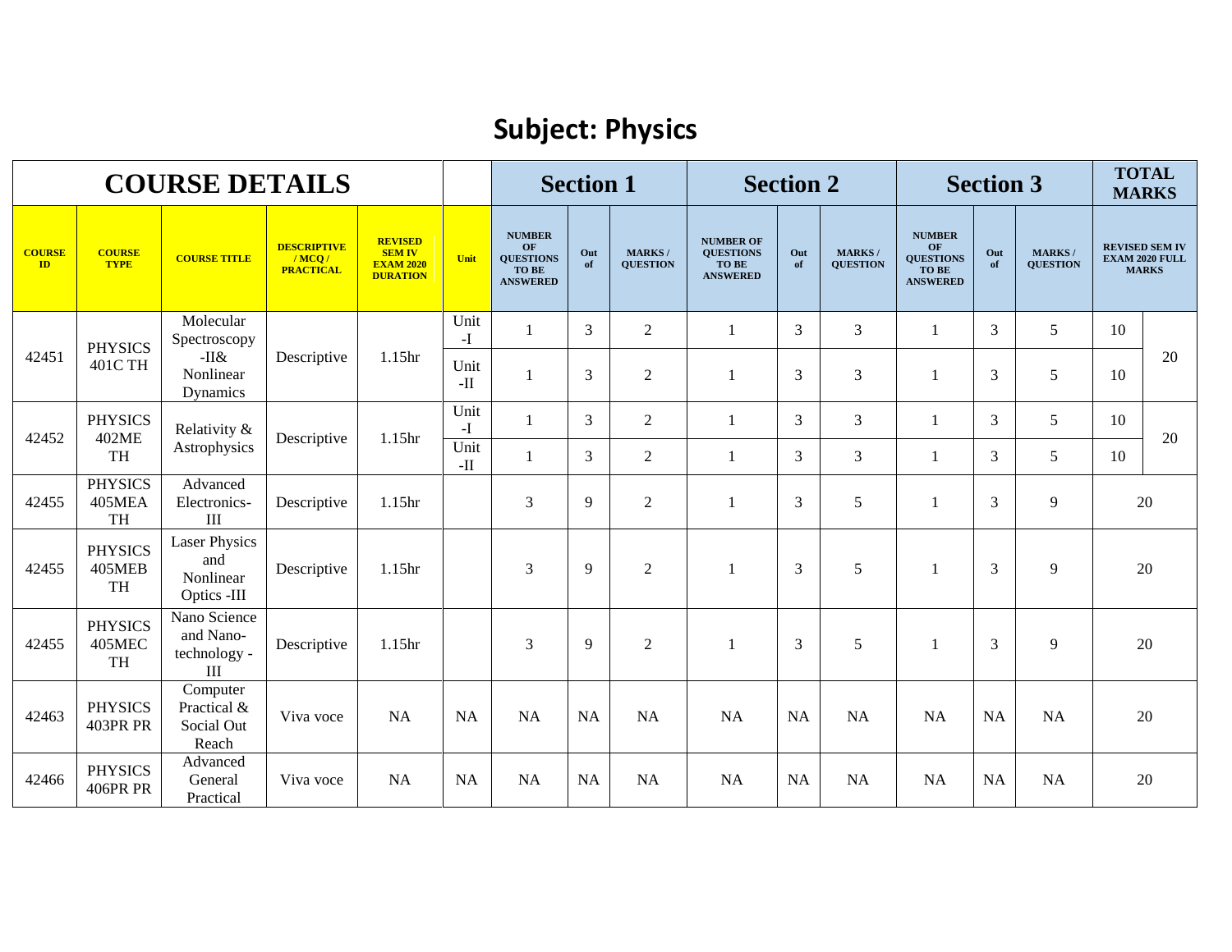## Subject: Physics

| COURSE DETAILS | | | | | | Section 1 | | | Section 2 | | | Section 3 | | | TOTAL MARKS | |
|---|---|---|---|---|---|---|---|---|---|---|---|---|---|---|---|---|
| COURSE ID | COURSE TYPE | COURSE TITLE | DESCRIPTIVE / MCQ / PRACTICAL | REVISED SEM IV EXAM 2020 DURATION | Unit | NUMBER OF QUESTIONS TO BE ANSWERED | Out of | MARKS / QUESTION | NUMBER OF QUESTIONS TO BE ANSWERED | Out of | MARKS / QUESTION | NUMBER OF QUESTIONS TO BE ANSWERED | Out of | MARKS / QUESTION | REVISED SEM IV EXAM 2020 FULL MARKS | |
| 42451 | PHYSICS 401C TH | Molecular Spectroscopy -II& Nonlinear Dynamics | Descriptive | 1.15hr | Unit -I | 1 | 3 | 2 | 1 | 3 | 3 | 1 | 3 | 5 | 10 | 20 |
| | | | | | Unit -II | 1 | 3 | 2 | 1 | 3 | 3 | 1 | 3 | 5 | 10 | |
| 42452 | PHYSICS 402ME TH | Relativity & Astrophysics | Descriptive | 1.15hr | Unit -I | 1 | 3 | 2 | 1 | 3 | 3 | 1 | 3 | 5 | 10 | 20 |
| | | | | | Unit -II | 1 | 3 | 2 | 1 | 3 | 3 | 1 | 3 | 5 | 10 | |
| 42455 | PHYSICS 405MEA TH | Advanced Electronics-III | Descriptive | 1.15hr | | 3 | 9 | 2 | 1 | 3 | 5 | 1 | 3 | 9 | 20 | |
| 42455 | PHYSICS 405MEB TH | Laser Physics and Nonlinear Optics -III | Descriptive | 1.15hr | | 3 | 9 | 2 | 1 | 3 | 5 | 1 | 3 | 9 | 20 | |
| 42455 | PHYSICS 405MEC TH | Nano Science and Nano-technology - III | Descriptive | 1.15hr | | 3 | 9 | 2 | 1 | 3 | 5 | 1 | 3 | 9 | 20 | |
| 42463 | PHYSICS 403PR PR | Computer Practical & Social Out Reach | Viva voce | NA | NA | NA | NA | NA | NA | NA | NA | NA | NA | NA | 20 | |
| 42466 | PHYSICS 406PR PR | Advanced General Practical | Viva voce | NA | NA | NA | NA | NA | NA | NA | NA | NA | NA | NA | 20 | |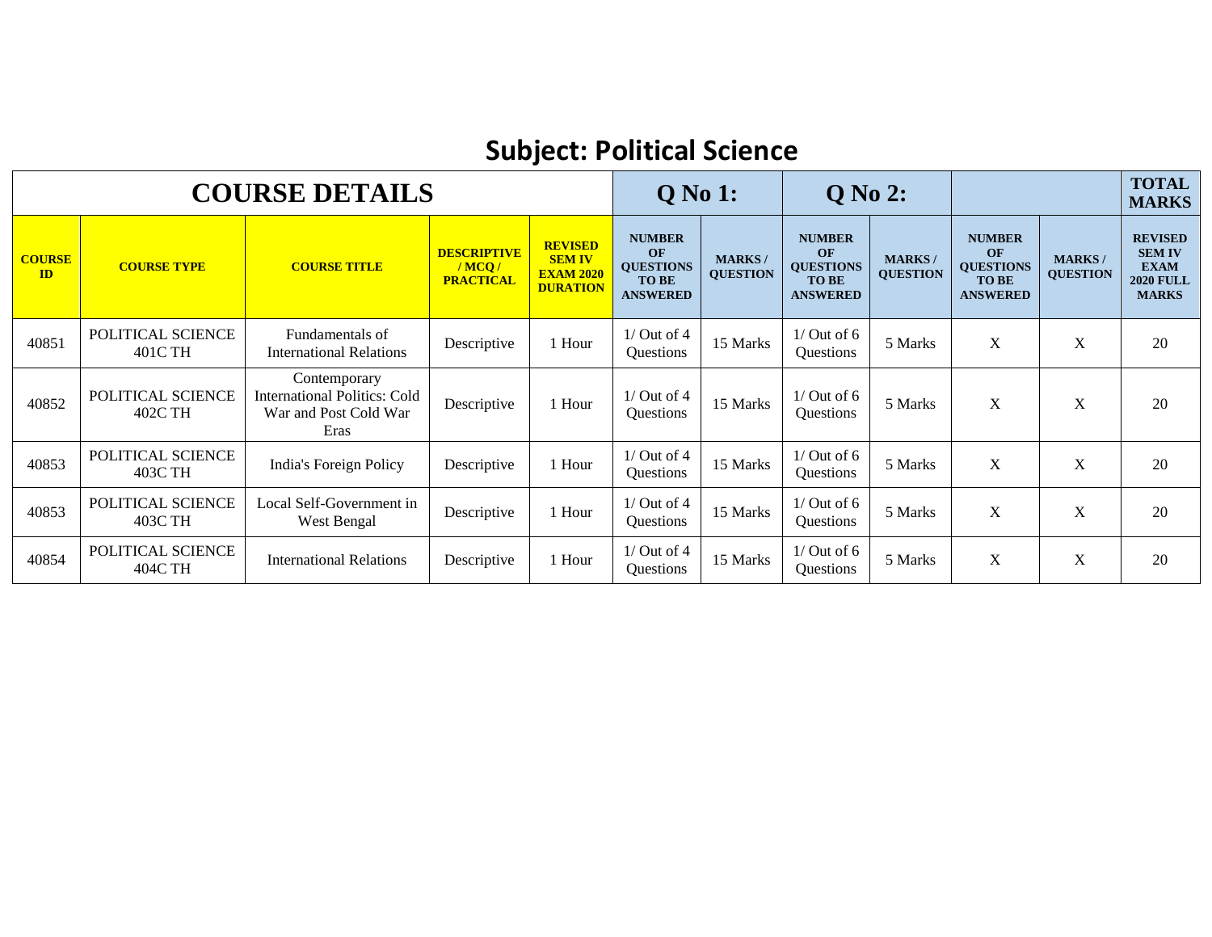## Subject: Political Science

| COURSE DETAILS | | | | | Q No 1: | | Q No 2: | | | | TOTAL MARKS |
|---|---|---|---|---|---|---|---|---|---|---|---|
| **COURSE ID** | **COURSE TYPE** | **COURSE TITLE** | **DESCRIPTIVE / MCQ / PRACTICAL** | **REVISED SEM IV EXAM 2020 DURATION** | **NUMBER OF QUESTIONS TO BE ANSWERED** | **MARKS / QUESTION** | **NUMBER OF QUESTIONS TO BE ANSWERED** | **MARKS / QUESTION** | **NUMBER OF QUESTIONS TO BE ANSWERED** | **MARKS / QUESTION** | **REVISED SEM IV EXAM 2020 FULL MARKS** |
| 40851 | POLITICAL SCIENCE 401C TH | Fundamentals of International Relations | Descriptive | 1 Hour | 1/ Out of 4 Questions | 15 Marks | 1/ Out of 6 Questions | 5 Marks | X | X | 20 |
| 40852 | POLITICAL SCIENCE 402C TH | Contemporary International Politics: Cold War and Post Cold War Eras | Descriptive | 1 Hour | 1/ Out of 4 Questions | 15 Marks | 1/ Out of 6 Questions | 5 Marks | X | X | 20 |
| 40853 | POLITICAL SCIENCE 403C TH | India's Foreign Policy | Descriptive | 1 Hour | 1/ Out of 4 Questions | 15 Marks | 1/ Out of 6 Questions | 5 Marks | X | X | 20 |
| 40853 | POLITICAL SCIENCE 403C TH | Local Self-Government in West Bengal | Descriptive | 1 Hour | 1/ Out of 4 Questions | 15 Marks | 1/ Out of 6 Questions | 5 Marks | X | X | 20 |
| 40854 | POLITICAL SCIENCE 404C TH | International Relations | Descriptive | 1 Hour | 1/ Out of 4 Questions | 15 Marks | 1/ Out of 6 Questions | 5 Marks | X | X | 20 |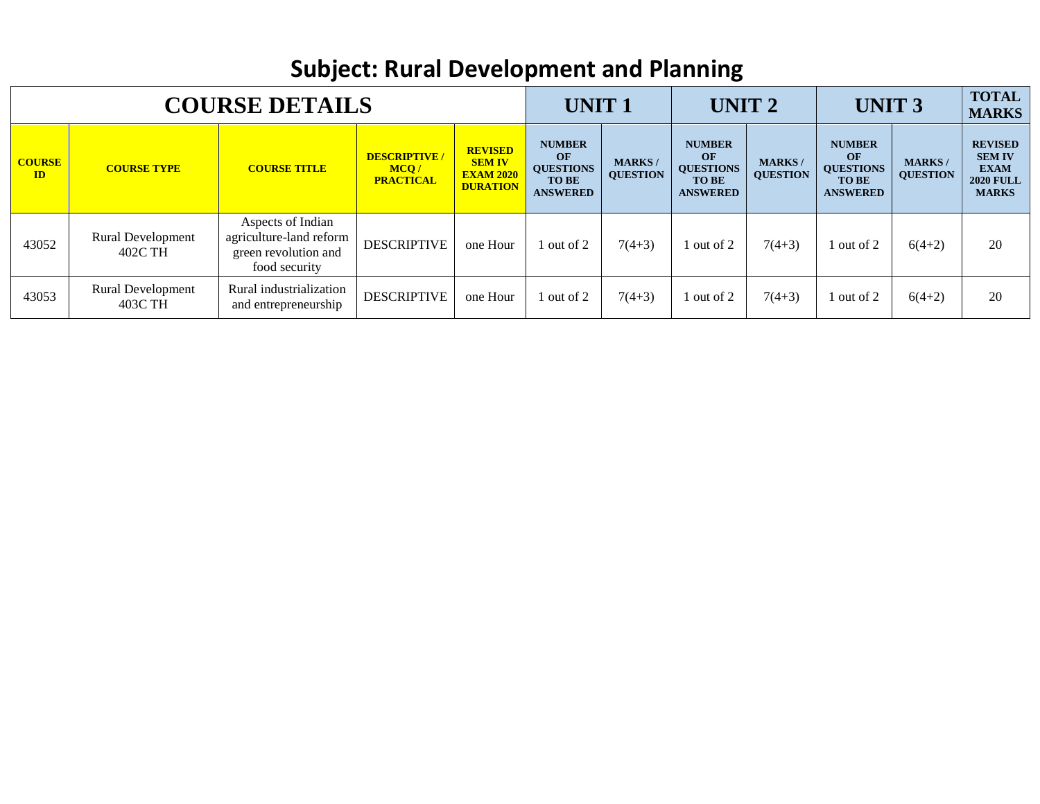# Subject: Rural Development and Planning

| COURSE DETAILS | | | | | UNIT 1 | | UNIT 2 | | UNIT 3 | | TOTAL MARKS |
|---|---|---|---|---|---|---|---|---|---|---|---|
| **COURSE ID** | **COURSE TYPE** | **COURSE TITLE** | **DESCRIPTIVE / MCQ / PRACTICAL** | **REVISED SEM IV EXAM 2020 DURATION** | **NUMBER OF QUESTIONS TO BE ANSWERED** | **MARKS / QUESTION** | **NUMBER OF QUESTIONS TO BE ANSWERED** | **MARKS / QUESTION** | **NUMBER OF QUESTIONS TO BE ANSWERED** | **MARKS / QUESTION** | **REVISED SEM IV EXAM 2020 FULL MARKS** |
| 43052 | Rural Development 402C TH | Aspects of Indian agriculture-land reform green revolution and food security | DESCRIPTIVE | one Hour | 1 out of 2 | 7(4+3) | 1 out of 2 | 7(4+3) | 1 out of 2 | 6(4+2) | 20 |
| 43053 | Rural Development 403C TH | Rural industrialization and entrepreneurship | DESCRIPTIVE | one Hour | 1 out of 2 | 7(4+3) | 1 out of 2 | 7(4+3) | 1 out of 2 | 6(4+2) | 20 |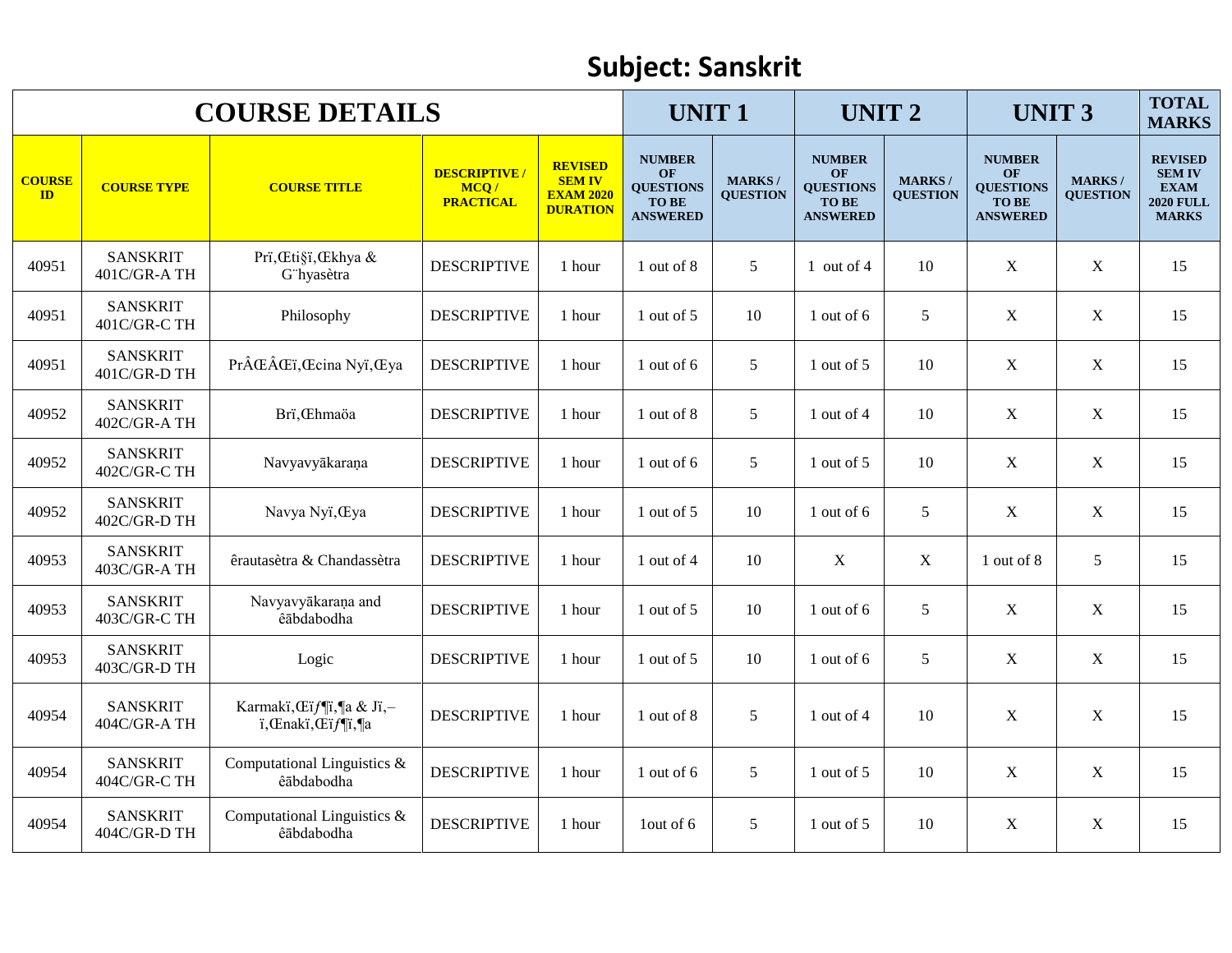## Subject: Sanskrit

| COURSE DETAILS | | | | | UNIT 1 | | UNIT 2 | | UNIT 3 | | TOTAL MARKS |
|---|---|---|---|---|---|---|---|---|---|---|---|
| COURSE ID | COURSE TYPE | COURSE TITLE | DESCRIPTIVE / MCQ / PRACTICAL | REVISED SEM IV EXAM 2020 DURATION | NUMBER OF QUESTIONS TO BE ANSWERED | MARKS / QUESTION | NUMBER OF QUESTIONS TO BE ANSWERED | MARKS / QUESTION | NUMBER OF QUESTIONS TO BE ANSWERED | MARKS / QUESTION | REVISED SEM IV EXAM 2020 FULL MARKS |
| 40951 | SANSKRIT 401C/GR-A TH | Prï,Œti§ï,Œkhya & G¨hyasètra | DESCRIPTIVE | 1 hour | 1 out of 8 | 5 | 1 out of 4 | 10 | X | X | 15 |
| 40951 | SANSKRIT 401C/GR-C TH | Philosophy | DESCRIPTIVE | 1 hour | 1 out of 5 | 10 | 1 out of 6 | 5 | X | X | 15 |
| 40951 | SANSKRIT 401C/GR-D TH | PrÂŒÂŒï,Œcina Nyï,Œya | DESCRIPTIVE | 1 hour | 1 out of 6 | 5 | 1 out of 5 | 10 | X | X | 15 |
| 40952 | SANSKRIT 402C/GR-A TH | Brï,Œhmaöa | DESCRIPTIVE | 1 hour | 1 out of 8 | 5 | 1 out of 4 | 10 | X | X | 15 |
| 40952 | SANSKRIT 402C/GR-C TH | Navyavyākaraṇa | DESCRIPTIVE | 1 hour | 1 out of 6 | 5 | 1 out of 5 | 10 | X | X | 15 |
| 40952 | SANSKRIT 402C/GR-D TH | Navya Nyï,Œya | DESCRIPTIVE | 1 hour | 1 out of 5 | 10 | 1 out of 6 | 5 | X | X | 15 |
| 40953 | SANSKRIT 403C/GR-A TH | êrautasètra & Chandassètra | DESCRIPTIVE | 1 hour | 1 out of 4 | 10 | X | X | 1 out of 8 | 5 | 15 |
| 40953 | SANSKRIT 403C/GR-C TH | Navyavyākaraṇa and êābdabodha | DESCRIPTIVE | 1 hour | 1 out of 5 | 10 | 1 out of 6 | 5 | X | X | 15 |
| 40953 | SANSKRIT 403C/GR-D TH | Logic | DESCRIPTIVE | 1 hour | 1 out of 5 | 10 | 1 out of 6 | 5 | X | X | 15 |
| 40954 | SANSKRIT 404C/GR-A TH | Karmakï,Œïƒ¶ï,¶a & Jï,– ï,Œnakï,Œïƒ¶ï,¶a | DESCRIPTIVE | 1 hour | 1 out of 8 | 5 | 1 out of 4 | 10 | X | X | 15 |
| 40954 | SANSKRIT 404C/GR-C TH | Computational Linguistics & êābdabodha | DESCRIPTIVE | 1 hour | 1 out of 6 | 5 | 1 out of 5 | 10 | X | X | 15 |
| 40954 | SANSKRIT 404C/GR-D TH | Computational Linguistics & êābdabodha | DESCRIPTIVE | 1 hour | 1out of 6 | 5 | 1 out of 5 | 10 | X | X | 15 |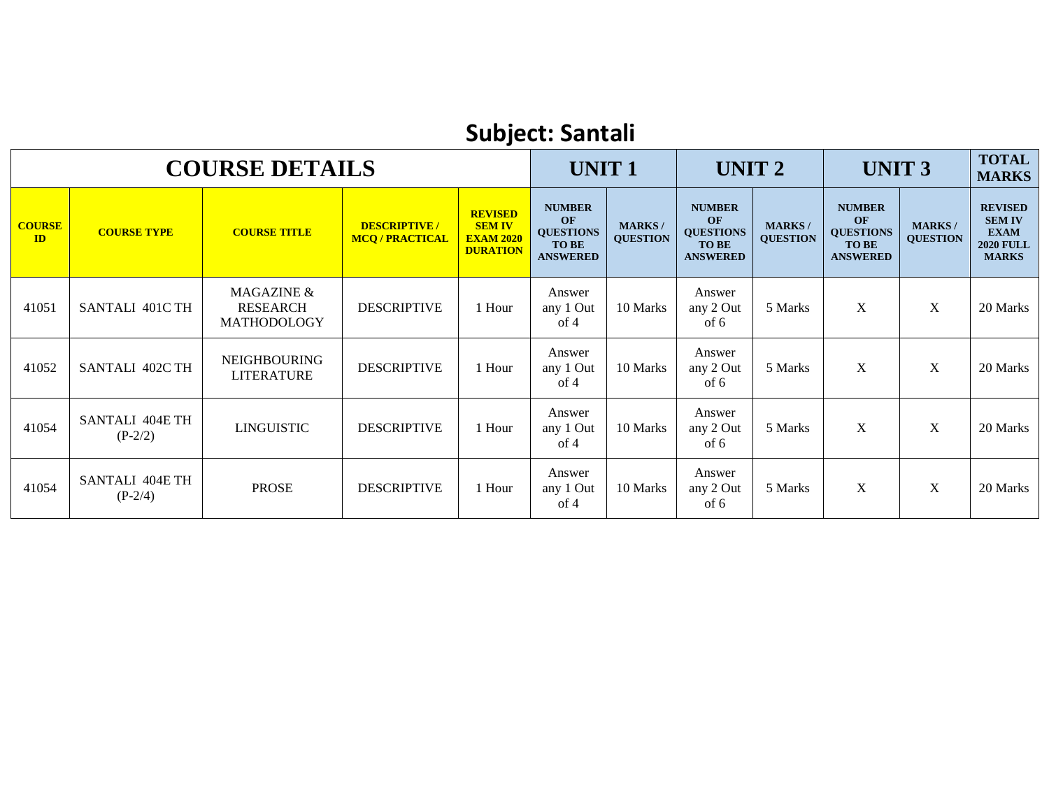## Subject: Santali

| COURSE DETAILS | | | | | UNIT 1 | | UNIT 2 | | UNIT 3 | | TOTAL MARKS |
|---|---|---|---|---|---|---|---|---|---|---|---|
| **COURSE ID** | **COURSE TYPE** | **COURSE TITLE** | **DESCRIPTIVE / MCQ / PRACTICAL** | **REVISED SEM IV EXAM 2020 DURATION** | **NUMBER OF QUESTIONS TO BE ANSWERED** | **MARKS / QUESTION** | **NUMBER OF QUESTIONS TO BE ANSWERED** | **MARKS / QUESTION** | **NUMBER OF QUESTIONS TO BE ANSWERED** | **MARKS / QUESTION** | **REVISED SEM IV EXAM 2020 FULL MARKS** |
| 41051 | SANTALI 401C TH | MAGAZINE & RESEARCH MATHODOLOGY | DESCRIPTIVE | 1 Hour | Answer any 1 Out of 4 | 10 Marks | Answer any 2 Out of 6 | 5 Marks | X | X | 20 Marks |
| 41052 | SANTALI 402C TH | NEIGHBOURING LITERATURE | DESCRIPTIVE | 1 Hour | Answer any 1 Out of 4 | 10 Marks | Answer any 2 Out of 6 | 5 Marks | X | X | 20 Marks |
| 41054 | SANTALI 404E TH (P-2/2) | LINGUISTIC | DESCRIPTIVE | 1 Hour | Answer any 1 Out of 4 | 10 Marks | Answer any 2 Out of 6 | 5 Marks | X | X | 20 Marks |
| 41054 | SANTALI 404E TH (P-2/4) | PROSE | DESCRIPTIVE | 1 Hour | Answer any 1 Out of 4 | 10 Marks | Answer any 2 Out of 6 | 5 Marks | X | X | 20 Marks |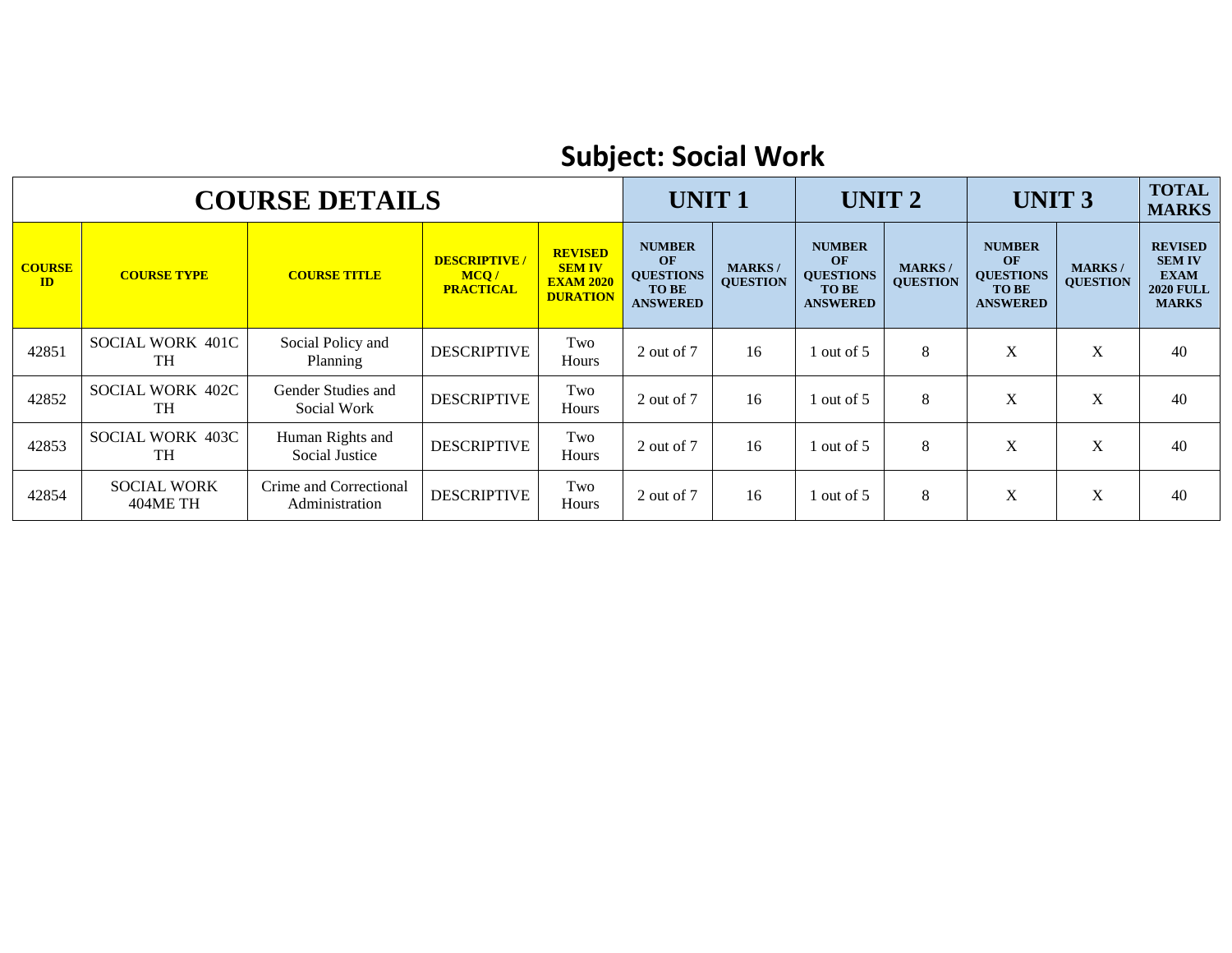## Subject: Social Work

| COURSE DETAILS | | | | | UNIT 1 | | UNIT 2 | | UNIT 3 | | TOTAL MARKS |
|---|---|---|---|---|---|---|---|---|---|---|---|
| COURSE ID | COURSE TYPE | COURSE TITLE | DESCRIPTIVE / MCQ / PRACTICAL | REVISED SEM IV EXAM 2020 DURATION | NUMBER OF QUESTIONS TO BE ANSWERED | MARKS / QUESTION | NUMBER OF QUESTIONS TO BE ANSWERED | MARKS / QUESTION | NUMBER OF QUESTIONS TO BE ANSWERED | MARKS / QUESTION | REVISED SEM IV EXAM 2020 FULL MARKS |
| 42851 | SOCIAL WORK 401C TH | Social Policy and Planning | DESCRIPTIVE | Two Hours | 2 out of 7 | 16 | 1 out of 5 | 8 | X | X | 40 |
| 42852 | SOCIAL WORK 402C TH | Gender Studies and Social Work | DESCRIPTIVE | Two Hours | 2 out of 7 | 16 | 1 out of 5 | 8 | X | X | 40 |
| 42853 | SOCIAL WORK 403C TH | Human Rights and Social Justice | DESCRIPTIVE | Two Hours | 2 out of 7 | 16 | 1 out of 5 | 8 | X | X | 40 |
| 42854 | SOCIAL WORK 404ME TH | Crime and Correctional Administration | DESCRIPTIVE | Two Hours | 2 out of 7 | 16 | 1 out of 5 | 8 | X | X | 40 |